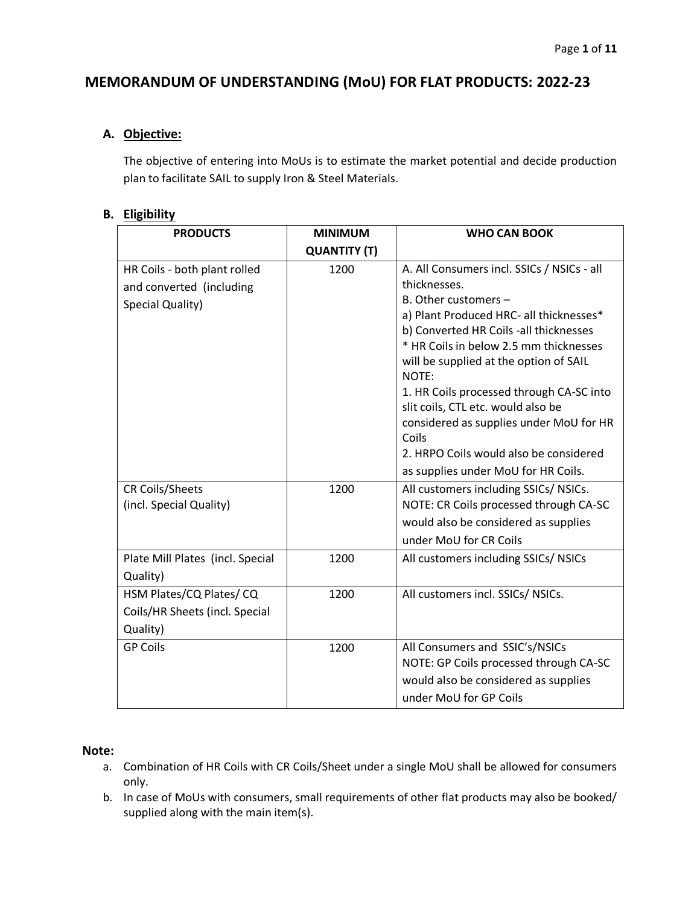# MEMORANDUM OF UNDERSTANDING (MoU) FOR FLAT PRODUCTS: 2022-23

## A. Objective:

The objective of entering into MoUs is to estimate the market potential and decide production plan to facilitate SAIL to supply Iron & Steel Materials.

## B. Eligibility

| PRODUCTS | MINIMUM QUANTITY (T) | WHO CAN BOOK |
|---|---|---|
| HR Coils - both plant rolled and converted (including Special Quality) | 1200 | A. All Consumers incl. SSICs / NSICs - all thicknesses.<br>B. Other customers –<br>a) Plant Produced HRC- all thicknesses*<br>b) Converted HR Coils -all thicknesses<br>* HR Coils in below 2.5 mm thicknesses will be supplied at the option of SAIL<br>NOTE:<br>1. HR Coils processed through CA-SC into slit coils, CTL etc. would also be considered as supplies under MoU for HR Coils<br>2. HRPO Coils would also be considered as supplies under MoU for HR Coils. |
| CR Coils/Sheets (incl. Special Quality) | 1200 | All customers including SSICs/ NSICs.<br>NOTE: CR Coils processed through CA-SC would also be considered as supplies under MoU for CR Coils |
| Plate Mill Plates (incl. Special Quality) | 1200 | All customers including SSICs/ NSICs |
| HSM Plates/CQ Plates/ CQ Coils/HR Sheets (incl. Special Quality) | 1200 | All customers incl. SSICs/ NSICs. |
| GP Coils | 1200 | All Consumers and SSIC's/NSICs<br>NOTE: GP Coils processed through CA-SC would also be considered as supplies under MoU for GP Coils |

**Note:**

a. Combination of HR Coils with CR Coils/Sheet under a single MoU shall be allowed for consumers only.

b. In case of MoUs with consumers, small requirements of other flat products may also be booked/ supplied along with the main item(s).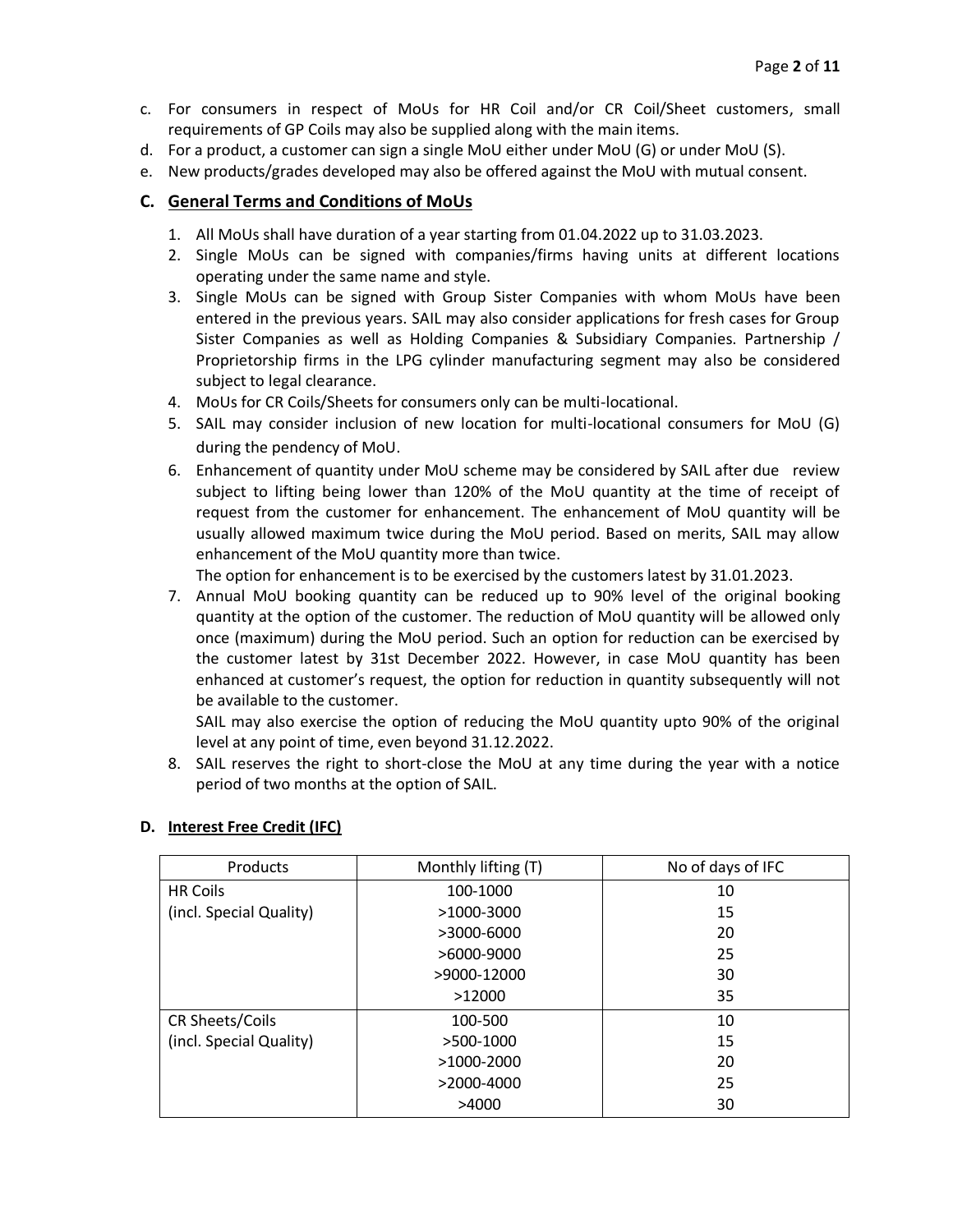c. For consumers in respect of MoUs for HR Coil and/or CR Coil/Sheet customers, small requirements of GP Coils may also be supplied along with the main items.
d. For a product, a customer can sign a single MoU either under MoU (G) or under MoU (S).
e. New products/grades developed may also be offered against the MoU with mutual consent.

## C. General Terms and Conditions of MoUs

1. All MoUs shall have duration of a year starting from 01.04.2022 up to 31.03.2023.
2. Single MoUs can be signed with companies/firms having units at different locations operating under the same name and style.
3. Single MoUs can be signed with Group Sister Companies with whom MoUs have been entered in the previous years. SAIL may also consider applications for fresh cases for Group Sister Companies as well as Holding Companies & Subsidiary Companies. Partnership / Proprietorship firms in the LPG cylinder manufacturing segment may also be considered subject to legal clearance.
4. MoUs for CR Coils/Sheets for consumers only can be multi-locational.
5. SAIL may consider inclusion of new location for multi-locational consumers for MoU (G) during the pendency of MoU.
6. Enhancement of quantity under MoU scheme may be considered by SAIL after due review subject to lifting being lower than 120% of the MoU quantity at the time of receipt of request from the customer for enhancement. The enhancement of MoU quantity will be usually allowed maximum twice during the MoU period. Based on merits, SAIL may allow enhancement of the MoU quantity more than twice.

   The option for enhancement is to be exercised by the customers latest by 31.01.2023.
7. Annual MoU booking quantity can be reduced up to 90% level of the original booking quantity at the option of the customer. The reduction of MoU quantity will be allowed only once (maximum) during the MoU period. Such an option for reduction can be exercised by the customer latest by 31st December 2022. However, in case MoU quantity has been enhanced at customer's request, the option for reduction in quantity subsequently will not be available to the customer.

   SAIL may also exercise the option of reducing the MoU quantity upto 90% of the original level at any point of time, even beyond 31.12.2022.
8. SAIL reserves the right to short-close the MoU at any time during the year with a notice period of two months at the option of SAIL.

## D. Interest Free Credit (IFC)

| Products | Monthly lifting (T) | No of days of IFC |
|---|---|---|
| HR Coils | 100-1000 | 10 |
| (incl. Special Quality) | >1000-3000 | 15 |
| | >3000-6000 | 20 |
| | >6000-9000 | 25 |
| | >9000-12000 | 30 |
| | >12000 | 35 |
| CR Sheets/Coils | 100-500 | 10 |
| (incl. Special Quality) | >500-1000 | 15 |
| | >1000-2000 | 20 |
| | >2000-4000 | 25 |
| | >4000 | 30 |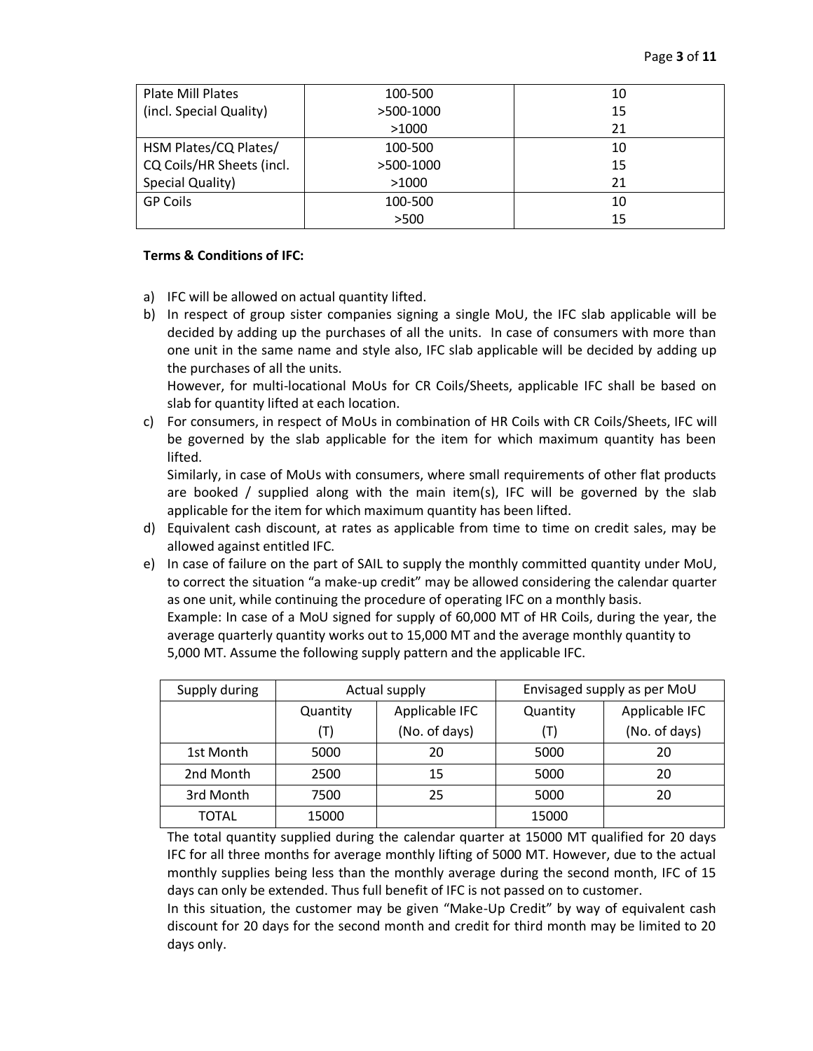| Plate Mill Plates (incl. Special Quality) | 100-500 | 10 |
|---|---|---|
| | >500-1000 | 15 |
| | >1000 | 21 |
| HSM Plates/CQ Plates/ CQ Coils/HR Sheets (incl. Special Quality) | 100-500 | 10 |
| | >500-1000 | 15 |
| | >1000 | 21 |
| GP Coils | 100-500 | 10 |
| | >500 | 15 |

**Terms & Conditions of IFC:**

a) IFC will be allowed on actual quantity lifted.

b) In respect of group sister companies signing a single MoU, the IFC slab applicable will be decided by adding up the purchases of all the units. In case of consumers with more than one unit in the same name and style also, IFC slab applicable will be decided by adding up the purchases of all the units.

   However, for multi-locational MoUs for CR Coils/Sheets, applicable IFC shall be based on slab for quantity lifted at each location.

c) For consumers, in respect of MoUs in combination of HR Coils with CR Coils/Sheets, IFC will be governed by the slab applicable for the item for which maximum quantity has been lifted.

   Similarly, in case of MoUs with consumers, where small requirements of other flat products are booked / supplied along with the main item(s), IFC will be governed by the slab applicable for the item for which maximum quantity has been lifted.

d) Equivalent cash discount, at rates as applicable from time to time on credit sales, may be allowed against entitled IFC.

e) In case of failure on the part of SAIL to supply the monthly committed quantity under MoU, to correct the situation "a make-up credit" may be allowed considering the calendar quarter as one unit, while continuing the procedure of operating IFC on a monthly basis.

   Example: In case of a MoU signed for supply of 60,000 MT of HR Coils, during the year, the average quarterly quantity works out to 15,000 MT and the average monthly quantity to 5,000 MT. Assume the following supply pattern and the applicable IFC.

| Supply during | Actual supply | | Envisaged supply as per MoU | |
|---|---|---|---|---|
| | Quantity (T) | Applicable IFC (No. of days) | Quantity (T) | Applicable IFC (No. of days) |
| 1st Month | 5000 | 20 | 5000 | 20 |
| 2nd Month | 2500 | 15 | 5000 | 20 |
| 3rd Month | 7500 | 25 | 5000 | 20 |
| TOTAL | 15000 | | 15000 | |

   The total quantity supplied during the calendar quarter at 15000 MT qualified for 20 days IFC for all three months for average monthly lifting of 5000 MT. However, due to the actual monthly supplies being less than the monthly average during the second month, IFC of 15 days can only be extended. Thus full benefit of IFC is not passed on to customer.

   In this situation, the customer may be given "Make-Up Credit" by way of equivalent cash discount for 20 days for the second month and credit for third month may be limited to 20 days only.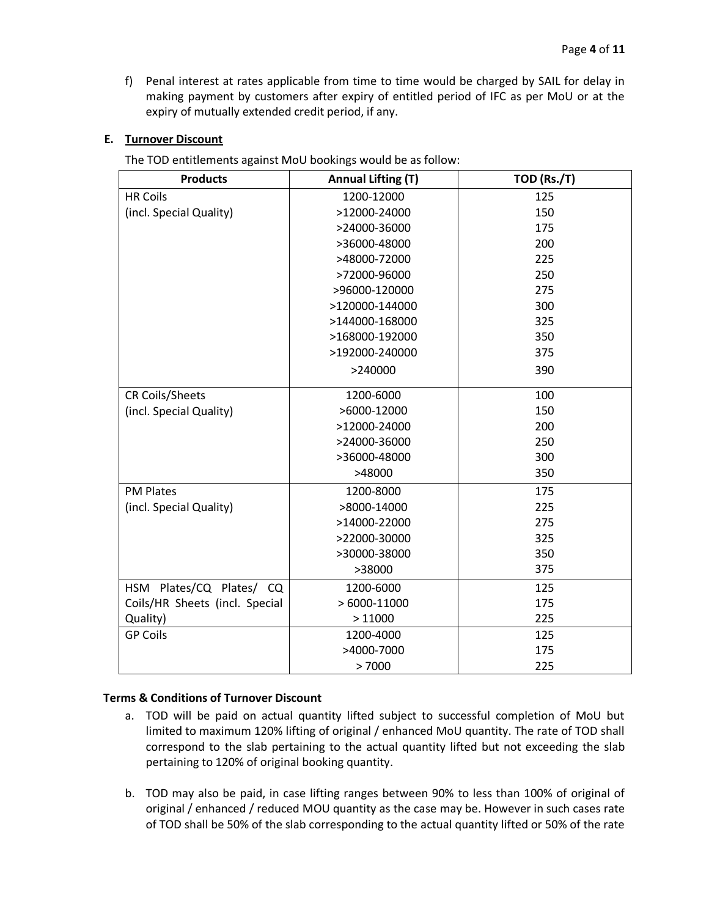f) Penal interest at rates applicable from time to time would be charged by SAIL for delay in making payment by customers after expiry of entitled period of IFC as per MoU or at the expiry of mutually extended credit period, if any.

**E. Turnover Discount**

The TOD entitlements against MoU bookings would be as follow:

| Products | Annual Lifting (T) | TOD (Rs./T) |
|---|---|---|
| HR Coils (incl. Special Quality) | 1200-12000 | 125 |
| | >12000-24000 | 150 |
| | >24000-36000 | 175 |
| | >36000-48000 | 200 |
| | >48000-72000 | 225 |
| | >72000-96000 | 250 |
| | >96000-120000 | 275 |
| | >120000-144000 | 300 |
| | >144000-168000 | 325 |
| | >168000-192000 | 350 |
| | >192000-240000 | 375 |
| | >240000 | 390 |
| CR Coils/Sheets (incl. Special Quality) | 1200-6000 | 100 |
| | >6000-12000 | 150 |
| | >12000-24000 | 200 |
| | >24000-36000 | 250 |
| | >36000-48000 | 300 |
| | >48000 | 350 |
| PM Plates (incl. Special Quality) | 1200-8000 | 175 |
| | >8000-14000 | 225 |
| | >14000-22000 | 275 |
| | >22000-30000 | 325 |
| | >30000-38000 | 350 |
| | >38000 | 375 |
| HSM Plates/CQ Plates/ CQ Coils/HR Sheets (incl. Special Quality) | 1200-6000 | 125 |
| | > 6000-11000 | 175 |
| | > 11000 | 225 |
| GP Coils | 1200-4000 | 125 |
| | >4000-7000 | 175 |
| | > 7000 | 225 |

**Terms & Conditions of Turnover Discount**

a. TOD will be paid on actual quantity lifted subject to successful completion of MoU but limited to maximum 120% lifting of original / enhanced MoU quantity. The rate of TOD shall correspond to the slab pertaining to the actual quantity lifted but not exceeding the slab pertaining to 120% of original booking quantity.

b. TOD may also be paid, in case lifting ranges between 90% to less than 100% of original of original / enhanced / reduced MOU quantity as the case may be. However in such cases rate of TOD shall be 50% of the slab corresponding to the actual quantity lifted or 50% of the rate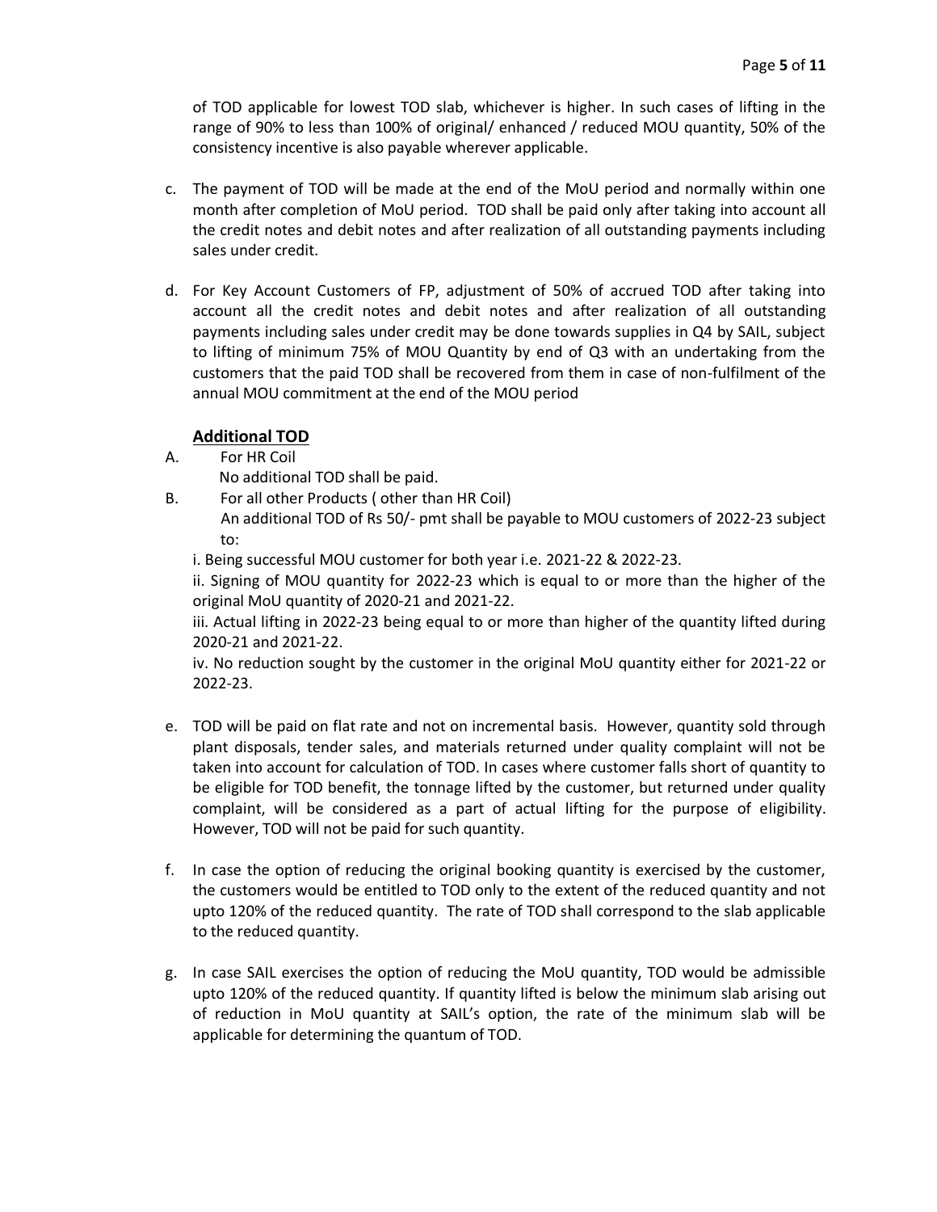of TOD applicable for lowest TOD slab, whichever is higher. In such cases of lifting in the range of 90% to less than 100% of original/ enhanced / reduced MOU quantity, 50% of the consistency incentive is also payable wherever applicable.

c. The payment of TOD will be made at the end of the MoU period and normally within one month after completion of MoU period. TOD shall be paid only after taking into account all the credit notes and debit notes and after realization of all outstanding payments including sales under credit.

d. For Key Account Customers of FP, adjustment of 50% of accrued TOD after taking into account all the credit notes and debit notes and after realization of all outstanding payments including sales under credit may be done towards supplies in Q4 by SAIL, subject to lifting of minimum 75% of MOU Quantity by end of Q3 with an undertaking from the customers that the paid TOD shall be recovered from them in case of non-fulfilment of the annual MOU commitment at the end of the MOU period

**Additional TOD**

A. For HR Coil

No additional TOD shall be paid.

B. For all other Products ( other than HR Coil)

An additional TOD of Rs 50/- pmt shall be payable to MOU customers of 2022-23 subject to:

i. Being successful MOU customer for both year i.e. 2021-22 & 2022-23.

ii. Signing of MOU quantity for 2022-23 which is equal to or more than the higher of the original MoU quantity of 2020-21 and 2021-22.

iii. Actual lifting in 2022-23 being equal to or more than higher of the quantity lifted during 2020-21 and 2021-22.

iv. No reduction sought by the customer in the original MoU quantity either for 2021-22 or 2022-23.

e. TOD will be paid on flat rate and not on incremental basis. However, quantity sold through plant disposals, tender sales, and materials returned under quality complaint will not be taken into account for calculation of TOD. In cases where customer falls short of quantity to be eligible for TOD benefit, the tonnage lifted by the customer, but returned under quality complaint, will be considered as a part of actual lifting for the purpose of eligibility. However, TOD will not be paid for such quantity.

f. In case the option of reducing the original booking quantity is exercised by the customer, the customers would be entitled to TOD only to the extent of the reduced quantity and not upto 120% of the reduced quantity. The rate of TOD shall correspond to the slab applicable to the reduced quantity.

g. In case SAIL exercises the option of reducing the MoU quantity, TOD would be admissible upto 120% of the reduced quantity. If quantity lifted is below the minimum slab arising out of reduction in MoU quantity at SAIL's option, the rate of the minimum slab will be applicable for determining the quantum of TOD.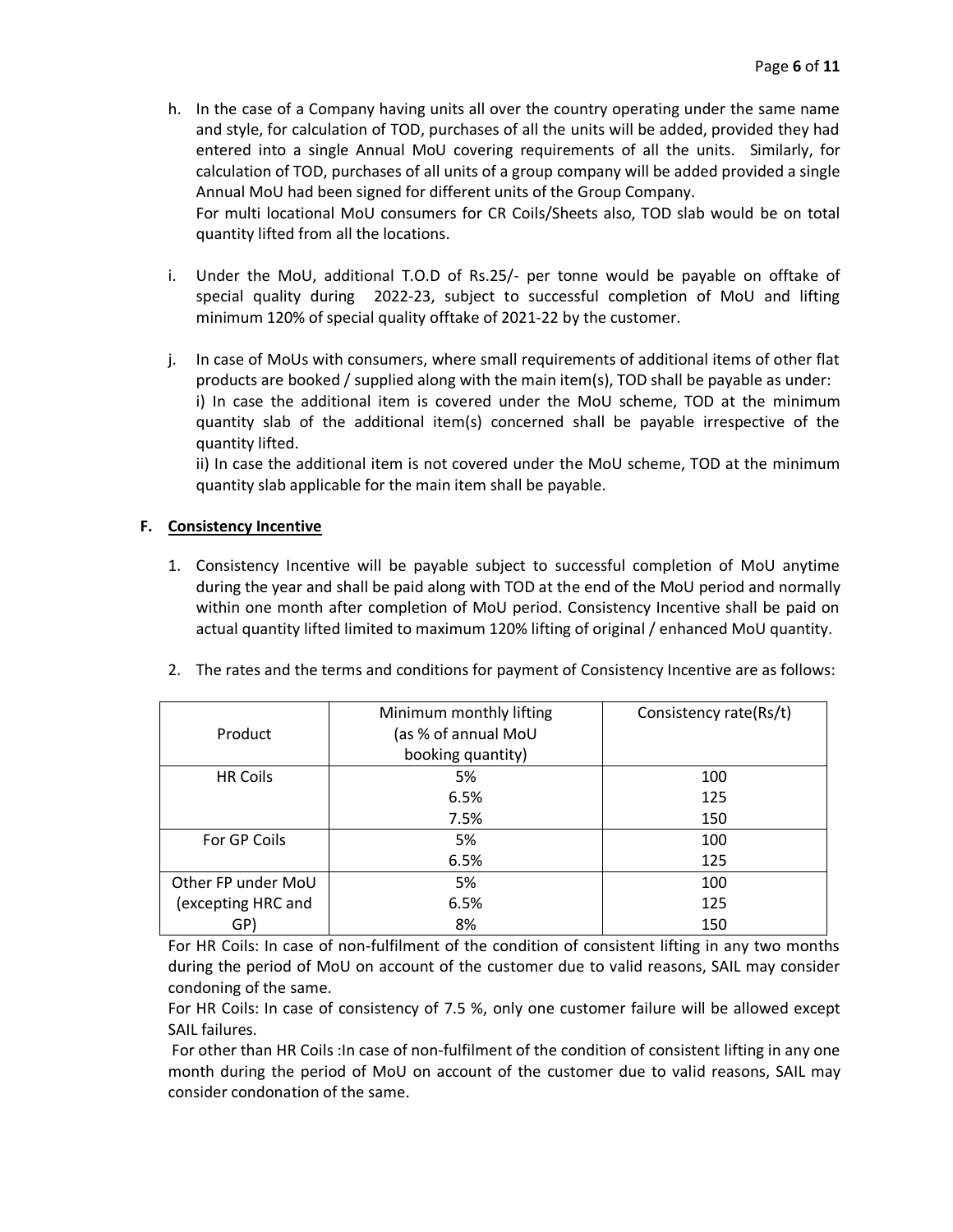h. In the case of a Company having units all over the country operating under the same name and style, for calculation of TOD, purchases of all the units will be added, provided they had entered into a single Annual MoU covering requirements of all the units. Similarly, for calculation of TOD, purchases of all units of a group company will be added provided a single Annual MoU had been signed for different units of the Group Company.
   For multi locational MoU consumers for CR Coils/Sheets also, TOD slab would be on total quantity lifted from all the locations.

i. Under the MoU, additional T.O.D of Rs.25/- per tonne would be payable on offtake of special quality during 2022-23, subject to successful completion of MoU and lifting minimum 120% of special quality offtake of 2021-22 by the customer.

j. In case of MoUs with consumers, where small requirements of additional items of other flat products are booked / supplied along with the main item(s), TOD shall be payable as under:
   i) In case the additional item is covered under the MoU scheme, TOD at the minimum quantity slab of the additional item(s) concerned shall be payable irrespective of the quantity lifted.
   ii) In case the additional item is not covered under the MoU scheme, TOD at the minimum quantity slab applicable for the main item shall be payable.

## F. Consistency Incentive

1. Consistency Incentive will be payable subject to successful completion of MoU anytime during the year and shall be paid along with TOD at the end of the MoU period and normally within one month after completion of MoU period. Consistency Incentive shall be paid on actual quantity lifted limited to maximum 120% lifting of original / enhanced MoU quantity.

2. The rates and the terms and conditions for payment of Consistency Incentive are as follows:

| Product | Minimum monthly lifting (as % of annual MoU booking quantity) | Consistency rate(Rs/t) |
|---|---|---|
| HR Coils | 5% | 100 |
| | 6.5% | 125 |
| | 7.5% | 150 |
| For GP Coils | 5% | 100 |
| | 6.5% | 125 |
| Other FP under MoU (excepting HRC and GP) | 5% | 100 |
| | 6.5% | 125 |
| | 8% | 150 |

For HR Coils: In case of non-fulfilment of the condition of consistent lifting in any two months during the period of MoU on account of the customer due to valid reasons, SAIL may consider condoning of the same.

For HR Coils: In case of consistency of 7.5 %, only one customer failure will be allowed except SAIL failures.

For other than HR Coils :In case of non-fulfilment of the condition of consistent lifting in any one month during the period of MoU on account of the customer due to valid reasons, SAIL may consider condonation of the same.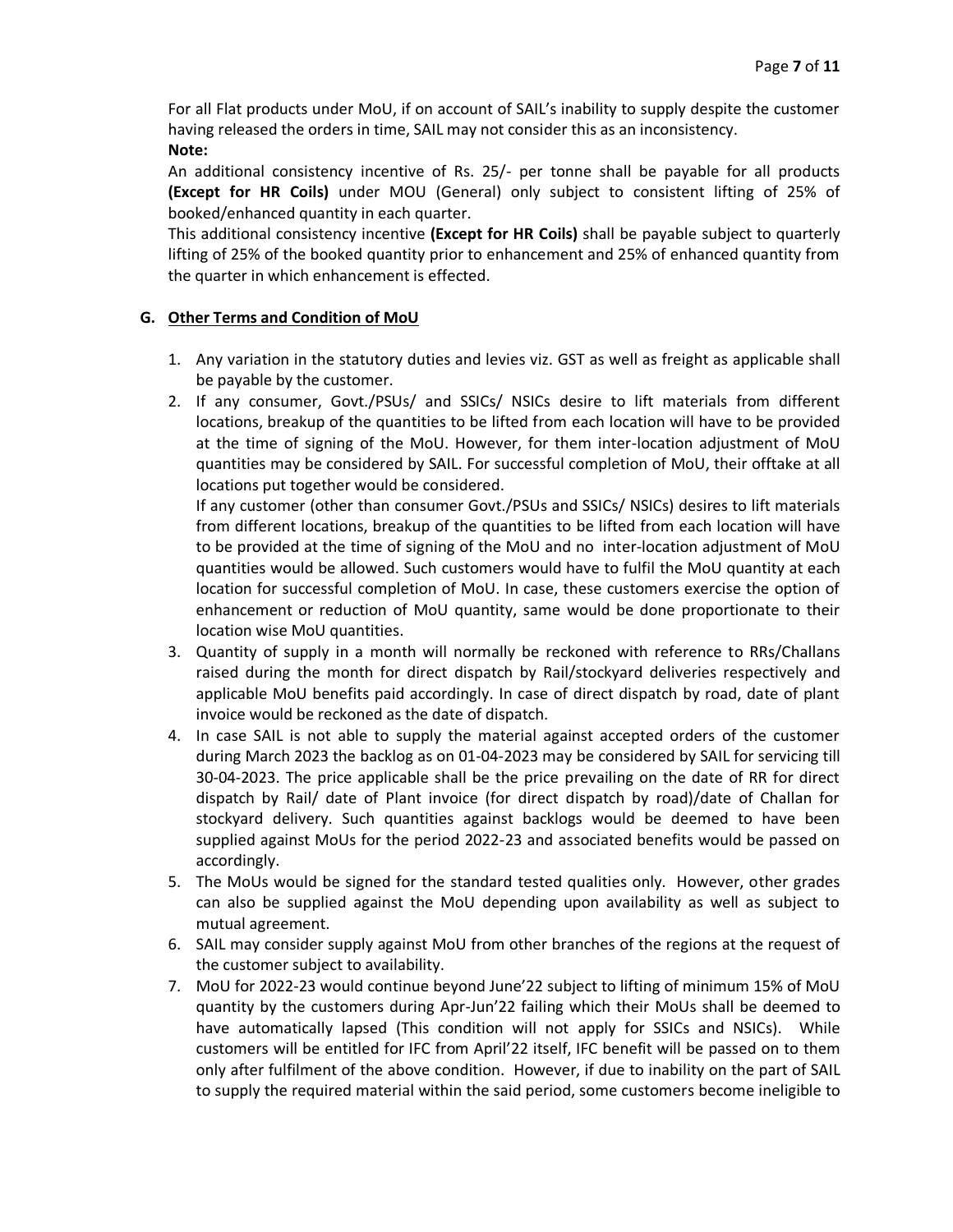For all Flat products under MoU, if on account of SAIL's inability to supply despite the customer having released the orders in time, SAIL may not consider this as an inconsistency.

**Note:**

An additional consistency incentive of Rs. 25/- per tonne shall be payable for all products **(Except for HR Coils)** under MOU (General) only subject to consistent lifting of 25% of booked/enhanced quantity in each quarter.

This additional consistency incentive **(Except for HR Coils)** shall be payable subject to quarterly lifting of 25% of the booked quantity prior to enhancement and 25% of enhanced quantity from the quarter in which enhancement is effected.

### G. Other Terms and Condition of MoU

1. Any variation in the statutory duties and levies viz. GST as well as freight as applicable shall be payable by the customer.
2. If any consumer, Govt./PSUs/ and SSICs/ NSICs desire to lift materials from different locations, breakup of the quantities to be lifted from each location will have to be provided at the time of signing of the MoU. However, for them inter-location adjustment of MoU quantities may be considered by SAIL. For successful completion of MoU, their offtake at all locations put together would be considered.

   If any customer (other than consumer Govt./PSUs and SSICs/ NSICs) desires to lift materials from different locations, breakup of the quantities to be lifted from each location will have to be provided at the time of signing of the MoU and no inter-location adjustment of MoU quantities would be allowed. Such customers would have to fulfil the MoU quantity at each location for successful completion of MoU. In case, these customers exercise the option of enhancement or reduction of MoU quantity, same would be done proportionate to their location wise MoU quantities.
3. Quantity of supply in a month will normally be reckoned with reference to RRs/Challans raised during the month for direct dispatch by Rail/stockyard deliveries respectively and applicable MoU benefits paid accordingly. In case of direct dispatch by road, date of plant invoice would be reckoned as the date of dispatch.
4. In case SAIL is not able to supply the material against accepted orders of the customer during March 2023 the backlog as on 01-04-2023 may be considered by SAIL for servicing till 30-04-2023. The price applicable shall be the price prevailing on the date of RR for direct dispatch by Rail/ date of Plant invoice (for direct dispatch by road)/date of Challan for stockyard delivery. Such quantities against backlogs would be deemed to have been supplied against MoUs for the period 2022-23 and associated benefits would be passed on accordingly.
5. The MoUs would be signed for the standard tested qualities only. However, other grades can also be supplied against the MoU depending upon availability as well as subject to mutual agreement.
6. SAIL may consider supply against MoU from other branches of the regions at the request of the customer subject to availability.
7. MoU for 2022-23 would continue beyond June'22 subject to lifting of minimum 15% of MoU quantity by the customers during Apr-Jun'22 failing which their MoUs shall be deemed to have automatically lapsed (This condition will not apply for SSICs and NSICs). While customers will be entitled for IFC from April'22 itself, IFC benefit will be passed on to them only after fulfilment of the above condition. However, if due to inability on the part of SAIL to supply the required material within the said period, some customers become ineligible to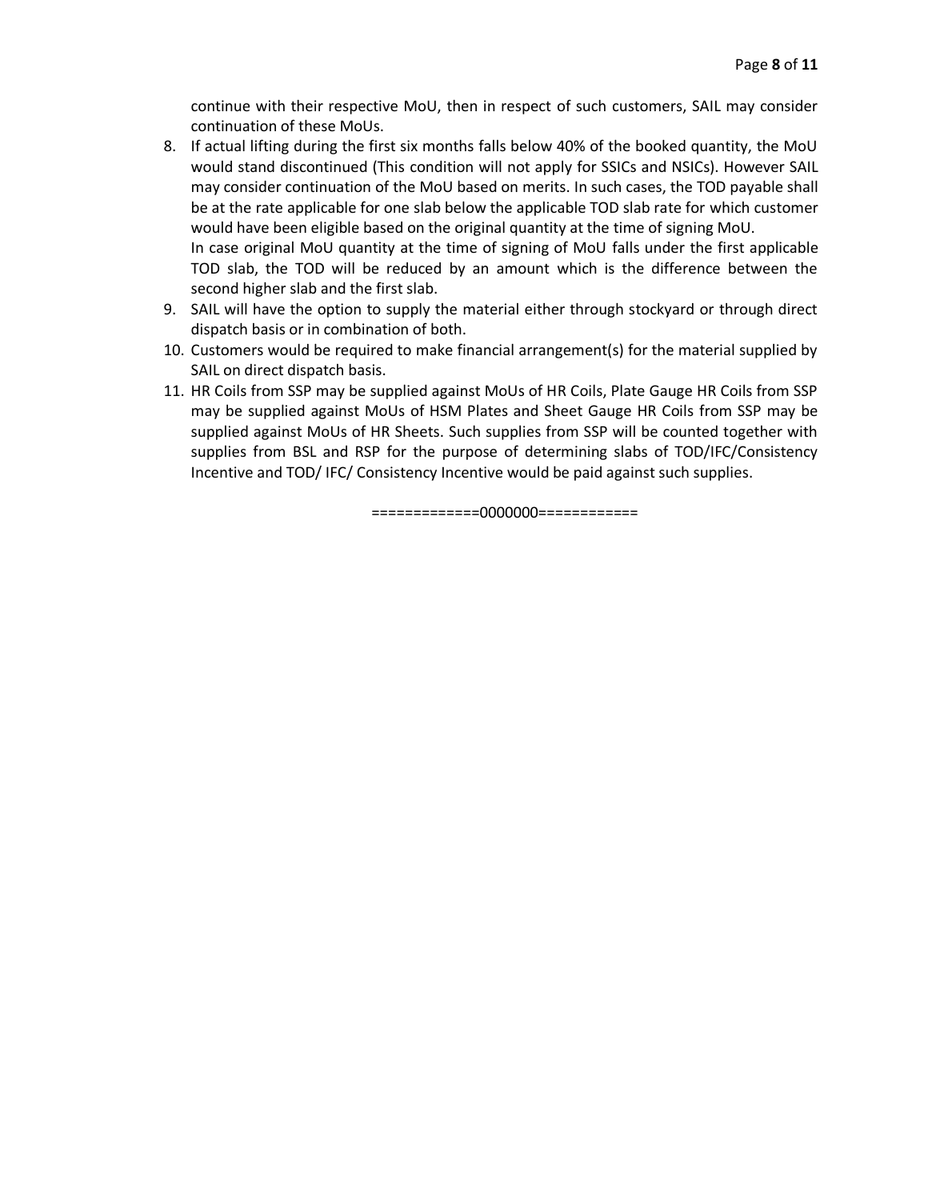continue with their respective MoU, then in respect of such customers, SAIL may consider continuation of these MoUs.

8. If actual lifting during the first six months falls below 40% of the booked quantity, the MoU would stand discontinued (This condition will not apply for SSICs and NSICs). However SAIL may consider continuation of the MoU based on merits. In such cases, the TOD payable shall be at the rate applicable for one slab below the applicable TOD slab rate for which customer would have been eligible based on the original quantity at the time of signing MoU.
   In case original MoU quantity at the time of signing of MoU falls under the first applicable TOD slab, the TOD will be reduced by an amount which is the difference between the second higher slab and the first slab.
9. SAIL will have the option to supply the material either through stockyard or through direct dispatch basis or in combination of both.
10. Customers would be required to make financial arrangement(s) for the material supplied by SAIL on direct dispatch basis.
11. HR Coils from SSP may be supplied against MoUs of HR Coils, Plate Gauge HR Coils from SSP may be supplied against MoUs of HSM Plates and Sheet Gauge HR Coils from SSP may be supplied against MoUs of HR Sheets. Such supplies from SSP will be counted together with supplies from BSL and RSP for the purpose of determining slabs of TOD/IFC/Consistency Incentive and TOD/ IFC/ Consistency Incentive would be paid against such supplies.

=============0000000============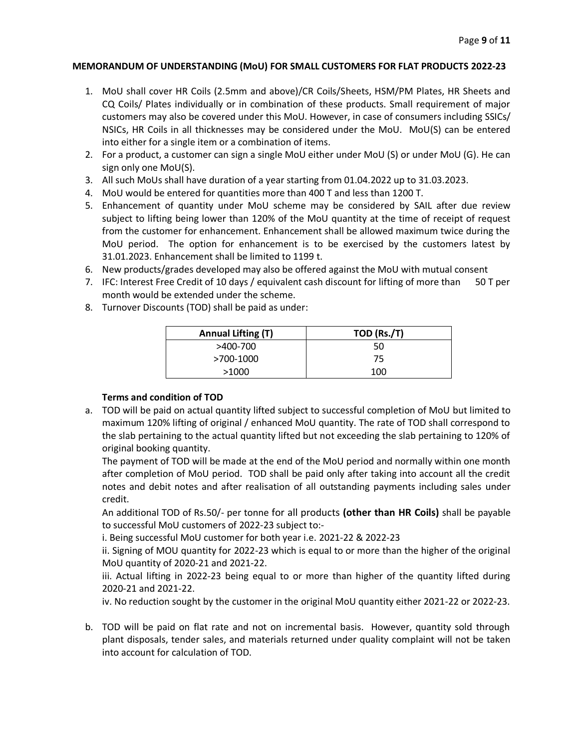### MEMORANDUM OF UNDERSTANDING (MoU) FOR SMALL CUSTOMERS FOR FLAT PRODUCTS 2022-23

1. MoU shall cover HR Coils (2.5mm and above)/CR Coils/Sheets, HSM/PM Plates, HR Sheets and CQ Coils/ Plates individually or in combination of these products. Small requirement of major customers may also be covered under this MoU. However, in case of consumers including SSICs/ NSICs, HR Coils in all thicknesses may be considered under the MoU. MoU(S) can be entered into either for a single item or a combination of items.
2. For a product, a customer can sign a single MoU either under MoU (S) or under MoU (G). He can sign only one MoU(S).
3. All such MoUs shall have duration of a year starting from 01.04.2022 up to 31.03.2023.
4. MoU would be entered for quantities more than 400 T and less than 1200 T.
5. Enhancement of quantity under MoU scheme may be considered by SAIL after due review subject to lifting being lower than 120% of the MoU quantity at the time of receipt of request from the customer for enhancement. Enhancement shall be allowed maximum twice during the MoU period. The option for enhancement is to be exercised by the customers latest by 31.01.2023. Enhancement shall be limited to 1199 t.
6. New products/grades developed may also be offered against the MoU with mutual consent
7. IFC: Interest Free Credit of 10 days / equivalent cash discount for lifting of more than 50 T per month would be extended under the scheme.
8. Turnover Discounts (TOD) shall be paid as under:

| Annual Lifting (T) | TOD (Rs./T) |
|---|---|
| >400-700 | 50 |
| >700-1000 | 75 |
| >1000 | 100 |

**Terms and condition of TOD**

a. TOD will be paid on actual quantity lifted subject to successful completion of MoU but limited to maximum 120% lifting of original / enhanced MoU quantity. The rate of TOD shall correspond to the slab pertaining to the actual quantity lifted but not exceeding the slab pertaining to 120% of original booking quantity.

The payment of TOD will be made at the end of the MoU period and normally within one month after completion of MoU period. TOD shall be paid only after taking into account all the credit notes and debit notes and after realisation of all outstanding payments including sales under credit.

An additional TOD of Rs.50/- per tonne for all products **(other than HR Coils)** shall be payable to successful MoU customers of 2022-23 subject to:-

i. Being successful MoU customer for both year i.e. 2021-22 & 2022-23

ii. Signing of MOU quantity for 2022-23 which is equal to or more than the higher of the original MoU quantity of 2020-21 and 2021-22.

iii. Actual lifting in 2022-23 being equal to or more than higher of the quantity lifted during 2020-21 and 2021-22.

iv. No reduction sought by the customer in the original MoU quantity either 2021-22 or 2022-23.

b. TOD will be paid on flat rate and not on incremental basis. However, quantity sold through plant disposals, tender sales, and materials returned under quality complaint will not be taken into account for calculation of TOD.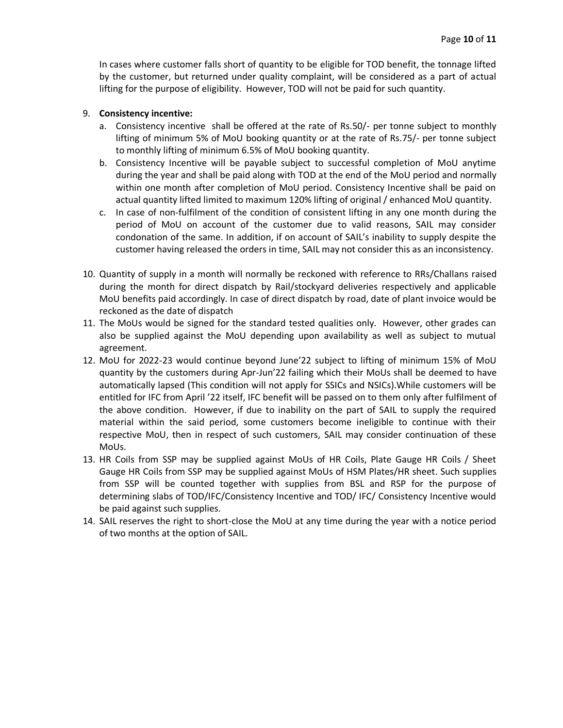In cases where customer falls short of quantity to be eligible for TOD benefit, the tonnage lifted by the customer, but returned under quality complaint, will be considered as a part of actual lifting for the purpose of eligibility. However, TOD will not be paid for such quantity.

9. **Consistency incentive:**
   a. Consistency incentive shall be offered at the rate of Rs.50/- per tonne subject to monthly lifting of minimum 5% of MoU booking quantity or at the rate of Rs.75/- per tonne subject to monthly lifting of minimum 6.5% of MoU booking quantity.
   b. Consistency Incentive will be payable subject to successful completion of MoU anytime during the year and shall be paid along with TOD at the end of the MoU period and normally within one month after completion of MoU period. Consistency Incentive shall be paid on actual quantity lifted limited to maximum 120% lifting of original / enhanced MoU quantity.
   c. In case of non-fulfilment of the condition of consistent lifting in any one month during the period of MoU on account of the customer due to valid reasons, SAIL may consider condonation of the same. In addition, if on account of SAIL's inability to supply despite the customer having released the orders in time, SAIL may not consider this as an inconsistency.

10. Quantity of supply in a month will normally be reckoned with reference to RRs/Challans raised during the month for direct dispatch by Rail/stockyard deliveries respectively and applicable MoU benefits paid accordingly. In case of direct dispatch by road, date of plant invoice would be reckoned as the date of dispatch
11. The MoUs would be signed for the standard tested qualities only. However, other grades can also be supplied against the MoU depending upon availability as well as subject to mutual agreement.
12. MoU for 2022-23 would continue beyond June'22 subject to lifting of minimum 15% of MoU quantity by the customers during Apr-Jun'22 failing which their MoUs shall be deemed to have automatically lapsed (This condition will not apply for SSICs and NSICs).While customers will be entitled for IFC from April '22 itself, IFC benefit will be passed on to them only after fulfilment of the above condition. However, if due to inability on the part of SAIL to supply the required material within the said period, some customers become ineligible to continue with their respective MoU, then in respect of such customers, SAIL may consider continuation of these MoUs.
13. HR Coils from SSP may be supplied against MoUs of HR Coils, Plate Gauge HR Coils / Sheet Gauge HR Coils from SSP may be supplied against MoUs of HSM Plates/HR sheet. Such supplies from SSP will be counted together with supplies from BSL and RSP for the purpose of determining slabs of TOD/IFC/Consistency Incentive and TOD/ IFC/ Consistency Incentive would be paid against such supplies.
14. SAIL reserves the right to short-close the MoU at any time during the year with a notice period of two months at the option of SAIL.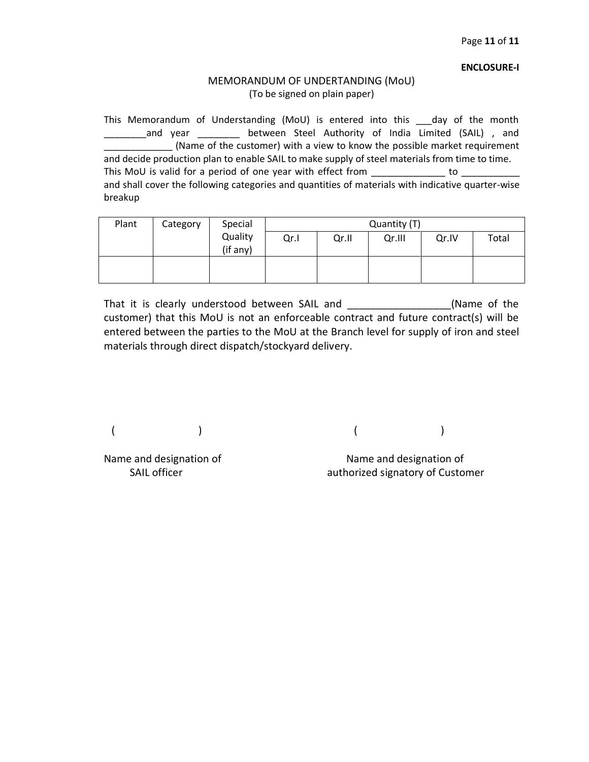**ENCLOSURE-I**

# MEMORANDUM OF UNDERTANDING (MoU)

(To be signed on plain paper)

This Memorandum of Understanding (MoU) is entered into this ___day of the month ________and year ________ between Steel Authority of India Limited (SAIL) , and _____________ (Name of the customer) with a view to know the possible market requirement and decide production plan to enable SAIL to make supply of steel materials from time to time. This MoU is valid for a period of one year with effect from ______________ to ___________ and shall cover the following categories and quantities of materials with indicative quarter-wise breakup

| Plant | Category | Special Quality (if any) | Quantity (T) | | | | |
|---|---|---|---|---|---|---|---|
| | | | Qr.I | Qr.II | Qr.III | Qr.IV | Total |
| | | | | | | | |

That it is clearly understood between SAIL and _________________(Name of the customer) that this MoU is not an enforceable contract and future contract(s) will be entered between the parties to the MoU at the Branch level for supply of iron and steel materials through direct dispatch/stockyard delivery.

( )

Name and designation of SAIL officer

( )

Name and designation of authorized signatory of Customer